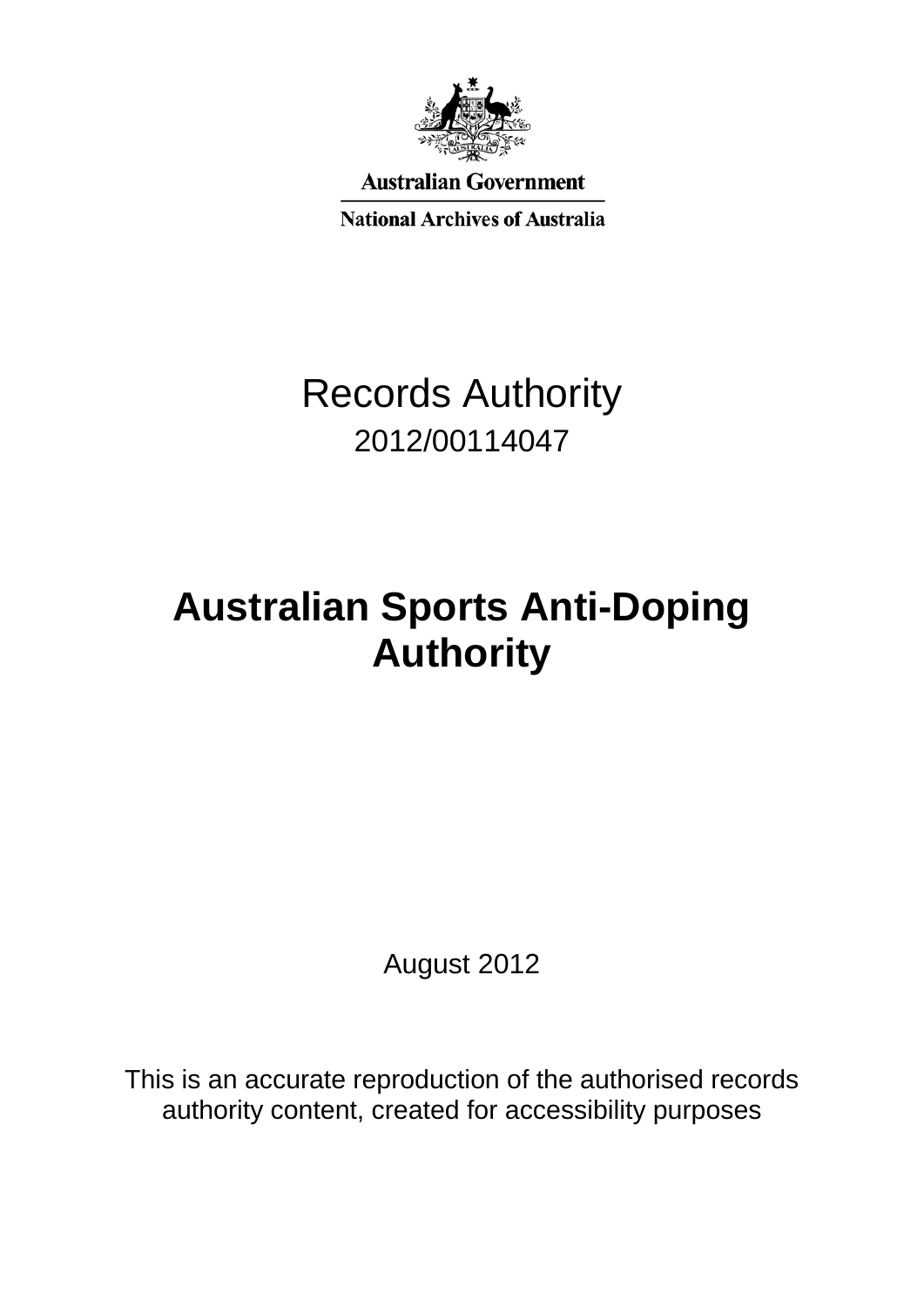Australian Government

National Archives of Australia

# Records Authority

2012/00114047

# Australian Sports Anti-Doping Authority

August 2012

This is an accurate reproduction of the authorised records authority content, created for accessibility purposes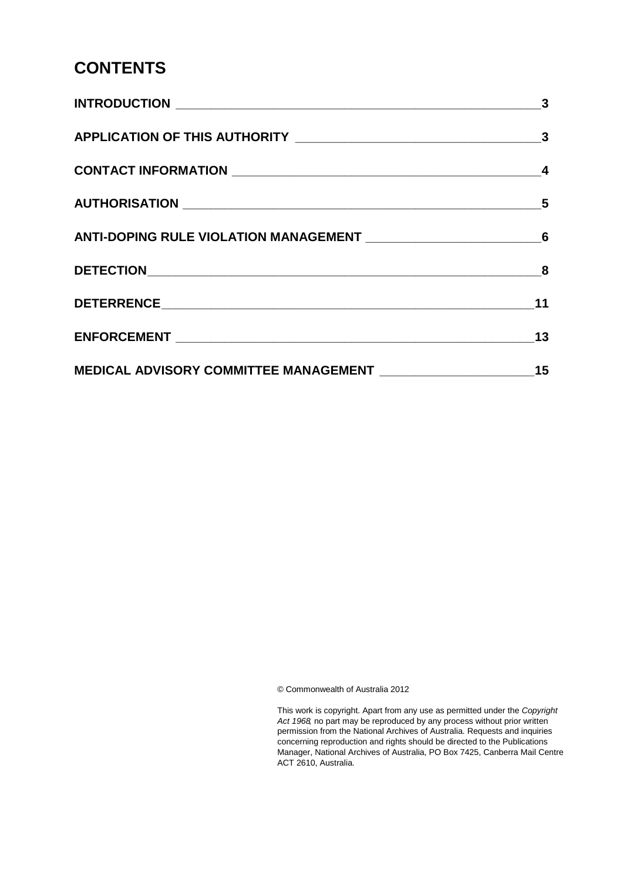# CONTENTS

| | |
|---|---|
| INTRODUCTION | 3 |
| APPLICATION OF THIS AUTHORITY | 3 |
| CONTACT INFORMATION | 4 |
| AUTHORISATION | 5 |
| ANTI-DOPING RULE VIOLATION MANAGEMENT | 6 |
| DETECTION | 8 |
| DETERRENCE | 11 |
| ENFORCEMENT | 13 |
| MEDICAL ADVISORY COMMITTEE MANAGEMENT | 15 |

© Commonwealth of Australia 2012

This work is copyright. Apart from any use as permitted under the *Copyright Act 1968*, no part may be reproduced by any process without prior written permission from the National Archives of Australia. Requests and inquiries concerning reproduction and rights should be directed to the Publications Manager, National Archives of Australia, PO Box 7425, Canberra Mail Centre ACT 2610, Australia.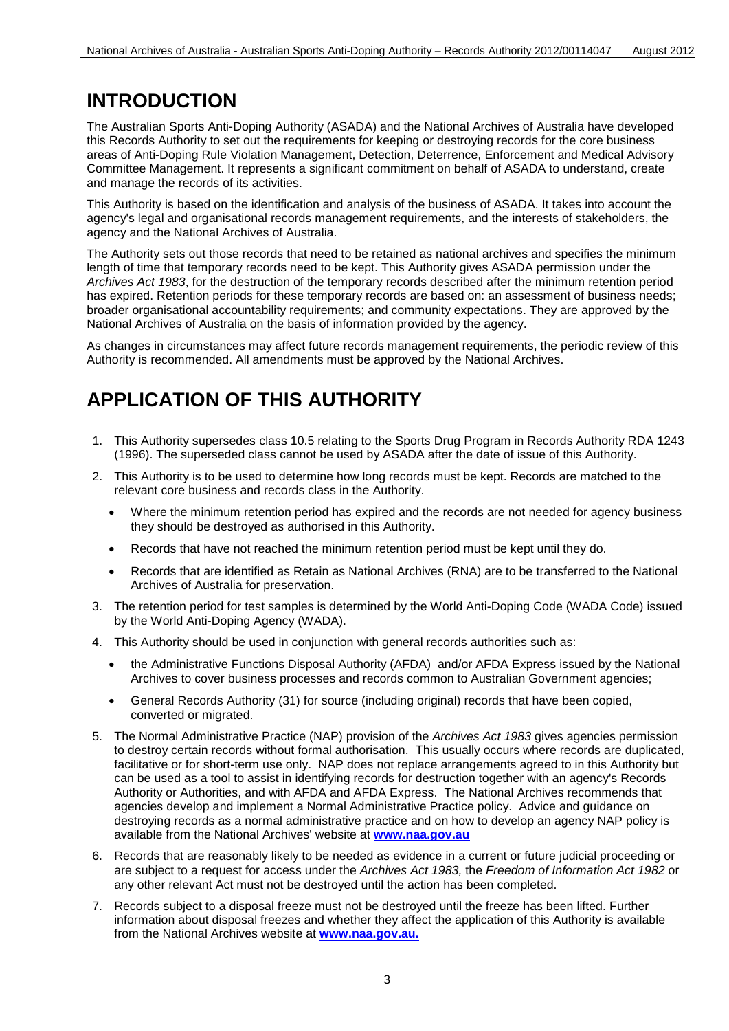# INTRODUCTION

The Australian Sports Anti-Doping Authority (ASADA) and the National Archives of Australia have developed this Records Authority to set out the requirements for keeping or destroying records for the core business areas of Anti-Doping Rule Violation Management, Detection, Deterrence, Enforcement and Medical Advisory Committee Management. It represents a significant commitment on behalf of ASADA to understand, create and manage the records of its activities.

This Authority is based on the identification and analysis of the business of ASADA. It takes into account the agency's legal and organisational records management requirements, and the interests of stakeholders, the agency and the National Archives of Australia.

The Authority sets out those records that need to be retained as national archives and specifies the minimum length of time that temporary records need to be kept. This Authority gives ASADA permission under the *Archives Act 1983*, for the destruction of the temporary records described after the minimum retention period has expired. Retention periods for these temporary records are based on: an assessment of business needs; broader organisational accountability requirements; and community expectations. They are approved by the National Archives of Australia on the basis of information provided by the agency.

As changes in circumstances may affect future records management requirements, the periodic review of this Authority is recommended. All amendments must be approved by the National Archives.

# APPLICATION OF THIS AUTHORITY

1. This Authority supersedes class 10.5 relating to the Sports Drug Program in Records Authority RDA 1243 (1996). The superseded class cannot be used by ASADA after the date of issue of this Authority.
2. This Authority is to be used to determine how long records must be kept. Records are matched to the relevant core business and records class in the Authority.
   - Where the minimum retention period has expired and the records are not needed for agency business they should be destroyed as authorised in this Authority.
   - Records that have not reached the minimum retention period must be kept until they do.
   - Records that are identified as Retain as National Archives (RNA) are to be transferred to the National Archives of Australia for preservation.
3. The retention period for test samples is determined by the World Anti-Doping Code (WADA Code) issued by the World Anti-Doping Agency (WADA).
4. This Authority should be used in conjunction with general records authorities such as:
   - the Administrative Functions Disposal Authority (AFDA) and/or AFDA Express issued by the National Archives to cover business processes and records common to Australian Government agencies;
   - General Records Authority (31) for source (including original) records that have been copied, converted or migrated.
5. The Normal Administrative Practice (NAP) provision of the *Archives Act 1983* gives agencies permission to destroy certain records without formal authorisation. This usually occurs where records are duplicated, facilitative or for short-term use only. NAP does not replace arrangements agreed to in this Authority but can be used as a tool to assist in identifying records for destruction together with an agency's Records Authority or Authorities, and with AFDA and AFDA Express. The National Archives recommends that agencies develop and implement a Normal Administrative Practice policy. Advice and guidance on destroying records as a normal administrative practice and on how to develop an agency NAP policy is available from the National Archives' website at **www.naa.gov.au**
6. Records that are reasonably likely to be needed as evidence in a current or future judicial proceeding or are subject to a request for access under the *Archives Act 1983,* the *Freedom of Information Act 1982* or any other relevant Act must not be destroyed until the action has been completed.
7. Records subject to a disposal freeze must not be destroyed until the freeze has been lifted. Further information about disposal freezes and whether they affect the application of this Authority is available from the National Archives website at **www.naa.gov.au.**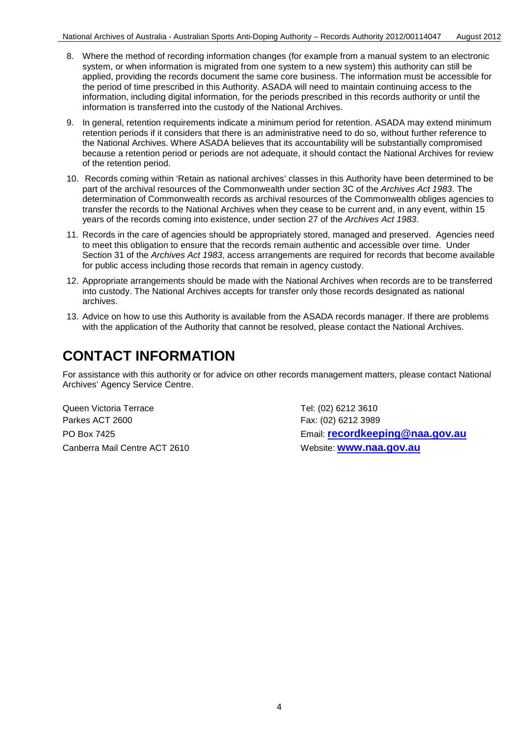8. Where the method of recording information changes (for example from a manual system to an electronic system, or when information is migrated from one system to a new system) this authority can still be applied, providing the records document the same core business. The information must be accessible for the period of time prescribed in this Authority. ASADA will need to maintain continuing access to the information, including digital information, for the periods prescribed in this records authority or until the information is transferred into the custody of the National Archives.

9. In general, retention requirements indicate a minimum period for retention. ASADA may extend minimum retention periods if it considers that there is an administrative need to do so, without further reference to the National Archives. Where ASADA believes that its accountability will be substantially compromised because a retention period or periods are not adequate, it should contact the National Archives for review of the retention period.

10. Records coming within 'Retain as national archives' classes in this Authority have been determined to be part of the archival resources of the Commonwealth under section 3C of the *Archives Act 1983*. The determination of Commonwealth records as archival resources of the Commonwealth obliges agencies to transfer the records to the National Archives when they cease to be current and, in any event, within 15 years of the records coming into existence, under section 27 of the *Archives Act 1983*.

11. Records in the care of agencies should be appropriately stored, managed and preserved. Agencies need to meet this obligation to ensure that the records remain authentic and accessible over time. Under Section 31 of the *Archives Act 1983*, access arrangements are required for records that become available for public access including those records that remain in agency custody.

12. Appropriate arrangements should be made with the National Archives when records are to be transferred into custody. The National Archives accepts for transfer only those records designated as national archives.

13. Advice on how to use this Authority is available from the ASADA records manager. If there are problems with the application of the Authority that cannot be resolved, please contact the National Archives.

# CONTACT INFORMATION

For assistance with this authority or for advice on other records management matters, please contact National Archives' Agency Service Centre.

Queen Victoria Terrace
Parkes ACT 2600
PO Box 7425
Canberra Mail Centre ACT 2610

Tel: (02) 6212 3610
Fax: (02) 6212 3989
Email: **recordkeeping@naa.gov.au**
Website: **www.naa.gov.au**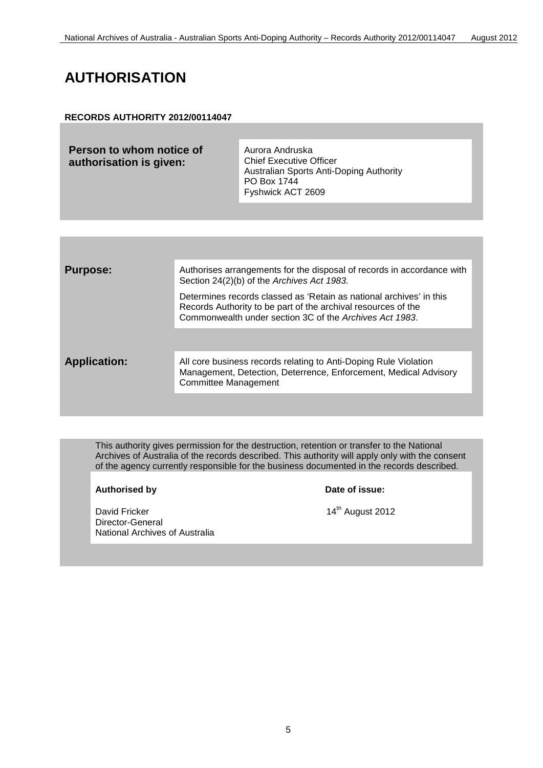# AUTHORISATION

**RECORDS AUTHORITY 2012/00114047**

| **Person to whom notice of authorisation is given:** | Aurora Andruska<br>Chief Executive Officer<br>Australian Sports Anti-Doping Authority<br>PO Box 1744<br>Fyshwick ACT 2609 |
|---|---|

| | |
|---|---|
| **Purpose:** | Authorises arrangements for the disposal of records in accordance with Section 24(2)(b) of the *Archives Act 1983*.<br><br>Determines records classed as 'Retain as national archives' in this Records Authority to be part of the archival resources of the Commonwealth under section 3C of the *Archives Act 1983*. |
| **Application:** | All core business records relating to Anti-Doping Rule Violation Management, Detection, Deterrence, Enforcement, Medical Advisory Committee Management |

This authority gives permission for the destruction, retention or transfer to the National Archives of Australia of the records described. This authority will apply only with the consent of the agency currently responsible for the business documented in the records described.

| **Authorised by** | **Date of issue:** |
|---|---|
| David Fricker<br>Director-General<br>National Archives of Australia | 14th August 2012 |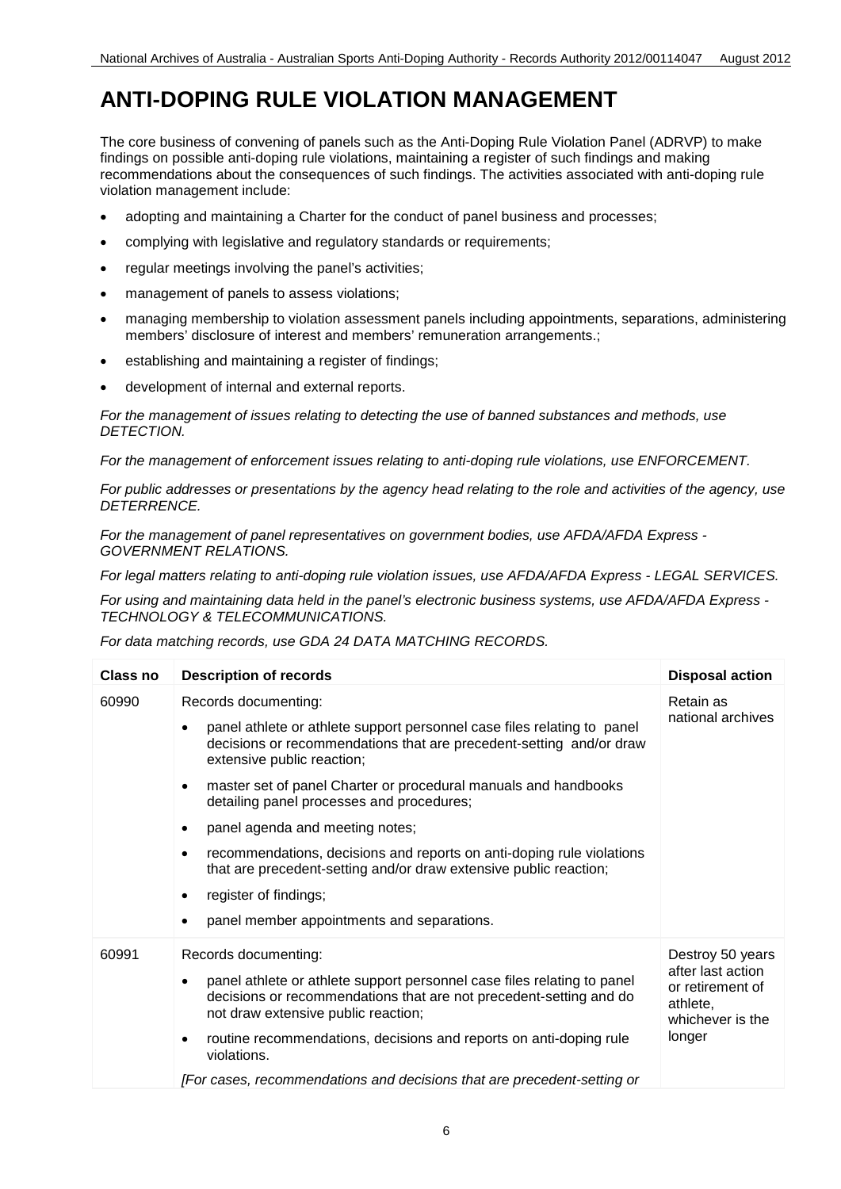# ANTI-DOPING RULE VIOLATION MANAGEMENT

The core business of convening of panels such as the Anti-Doping Rule Violation Panel (ADRVP) to make findings on possible anti-doping rule violations, maintaining a register of such findings and making recommendations about the consequences of such findings. The activities associated with anti-doping rule violation management include:

- adopting and maintaining a Charter for the conduct of panel business and processes;
- complying with legislative and regulatory standards or requirements;
- regular meetings involving the panel's activities;
- management of panels to assess violations;
- managing membership to violation assessment panels including appointments, separations, administering members' disclosure of interest and members' remuneration arrangements.;
- establishing and maintaining a register of findings;
- development of internal and external reports.

*For the management of issues relating to detecting the use of banned substances and methods, use DETECTION.*

*For the management of enforcement issues relating to anti-doping rule violations, use ENFORCEMENT.*

*For public addresses or presentations by the agency head relating to the role and activities of the agency, use DETERRENCE.*

*For the management of panel representatives on government bodies, use AFDA/AFDA Express - GOVERNMENT RELATIONS.*

*For legal matters relating to anti-doping rule violation issues, use AFDA/AFDA Express - LEGAL SERVICES.*

*For using and maintaining data held in the panel's electronic business systems, use AFDA/AFDA Express - TECHNOLOGY & TELECOMMUNICATIONS.*

*For data matching records, use GDA 24 DATA MATCHING RECORDS.*

| Class no | Description of records | Disposal action |
|---|---|---|
| 60990 | Records documenting:<br>• panel athlete or athlete support personnel case files relating to panel decisions or recommendations that are precedent-setting and/or draw extensive public reaction;<br>• master set of panel Charter or procedural manuals and handbooks detailing panel processes and procedures;<br>• panel agenda and meeting notes;<br>• recommendations, decisions and reports on anti-doping rule violations that are precedent-setting and/or draw extensive public reaction;<br>• register of findings;<br>• panel member appointments and separations. | Retain as national archives |
| 60991 | Records documenting:<br>• panel athlete or athlete support personnel case files relating to panel decisions or recommendations that are not precedent-setting and do not draw extensive public reaction;<br>• routine recommendations, decisions and reports on anti-doping rule violations.<br>*[For cases, recommendations and decisions that are precedent-setting or* | Destroy 50 years after last action or retirement of athlete, whichever is the longer |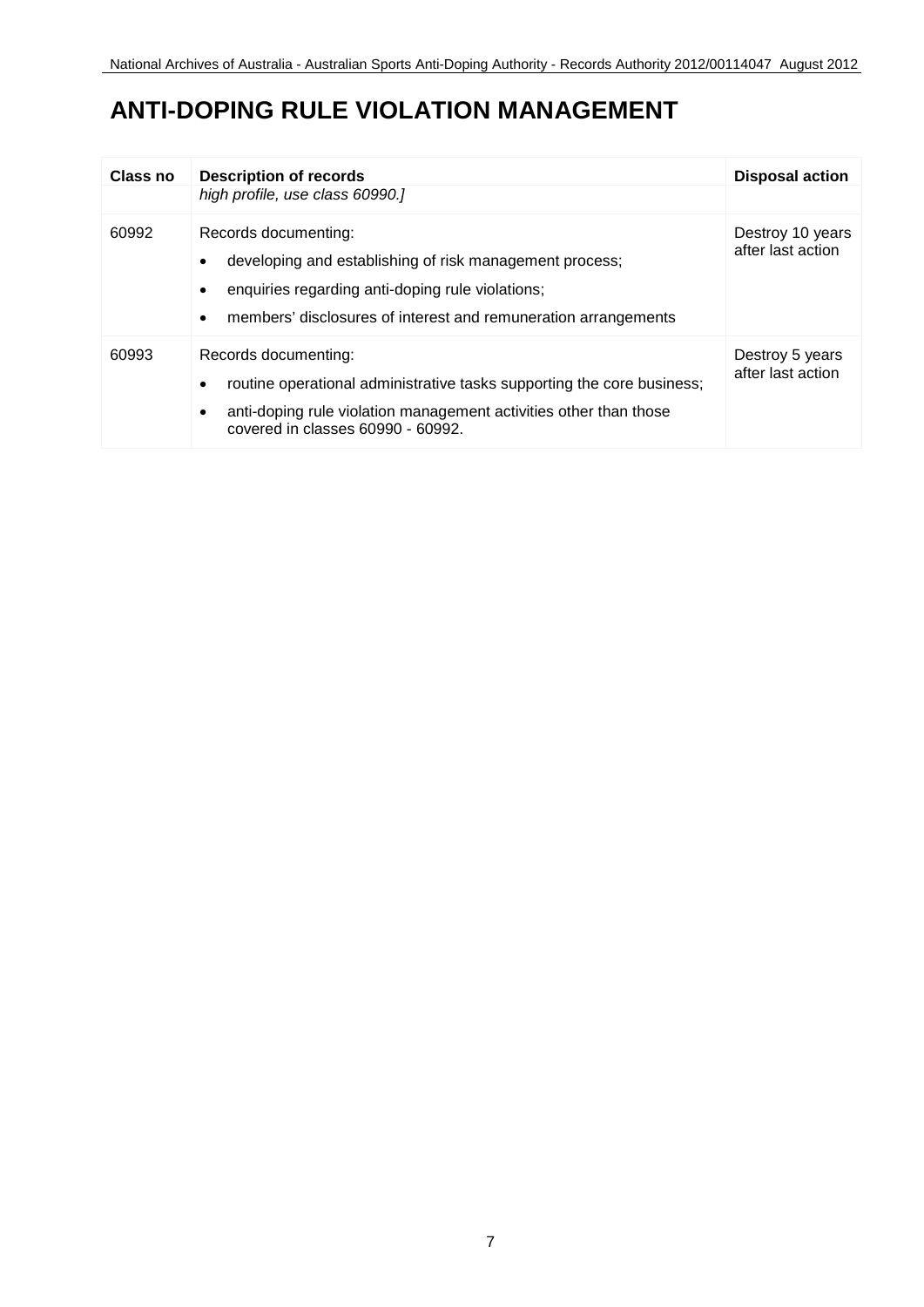# ANTI-DOPING RULE VIOLATION MANAGEMENT

| Class no | Description of records | Disposal action |
|---|---|---|
| | *high profile, use class 60990.]* | |
| 60992 | Records documenting:<br>• developing and establishing of risk management process;<br>• enquiries regarding anti-doping rule violations;<br>• members' disclosures of interest and remuneration arrangements | Destroy 10 years after last action |
| 60993 | Records documenting:<br>• routine operational administrative tasks supporting the core business;<br>• anti-doping rule violation management activities other than those covered in classes 60990 - 60992. | Destroy 5 years after last action |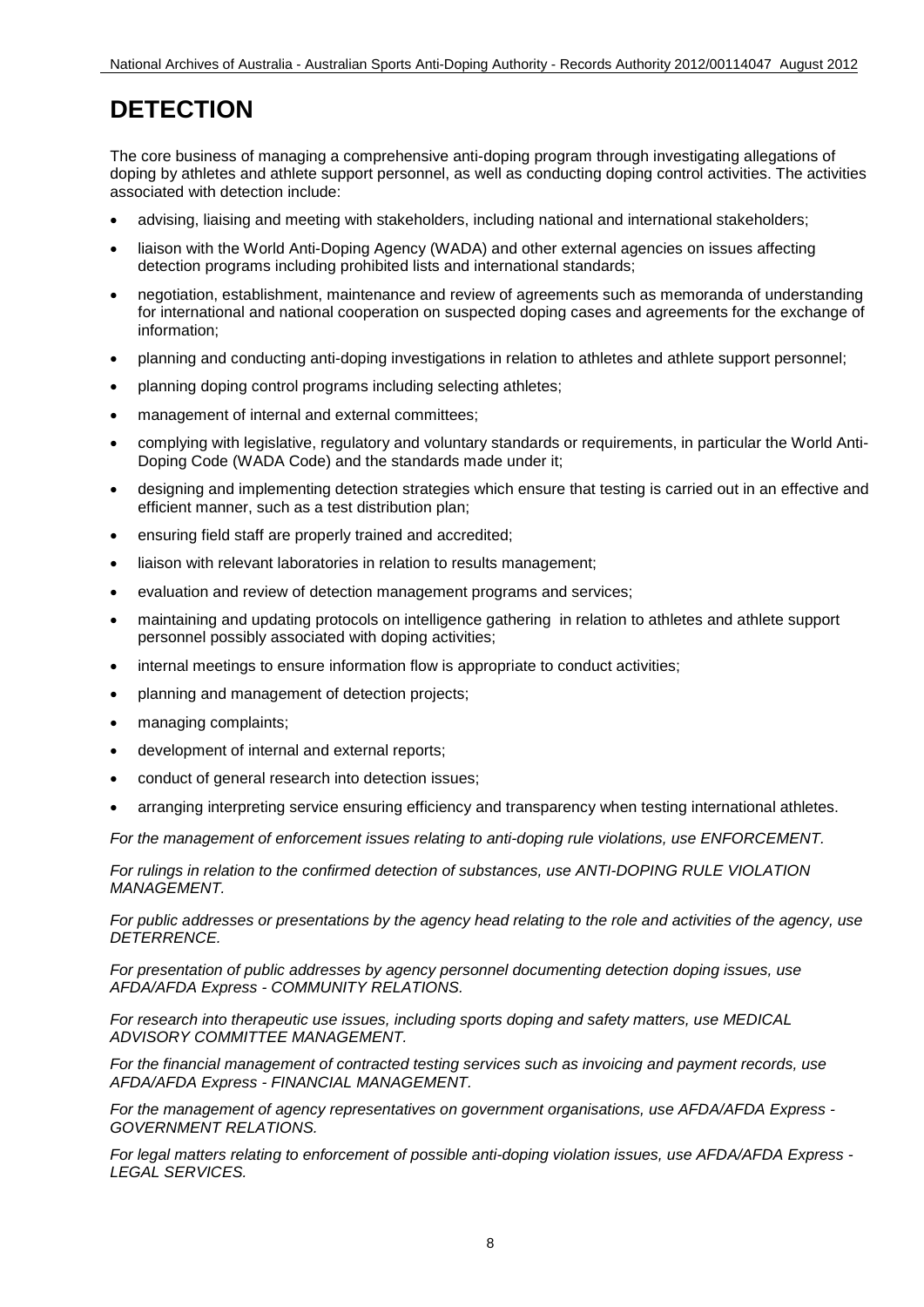# DETECTION

The core business of managing a comprehensive anti-doping program through investigating allegations of doping by athletes and athlete support personnel, as well as conducting doping control activities. The activities associated with detection include:

- advising, liaising and meeting with stakeholders, including national and international stakeholders;
- liaison with the World Anti-Doping Agency (WADA) and other external agencies on issues affecting detection programs including prohibited lists and international standards;
- negotiation, establishment, maintenance and review of agreements such as memoranda of understanding for international and national cooperation on suspected doping cases and agreements for the exchange of information;
- planning and conducting anti-doping investigations in relation to athletes and athlete support personnel;
- planning doping control programs including selecting athletes;
- management of internal and external committees;
- complying with legislative, regulatory and voluntary standards or requirements, in particular the World Anti-Doping Code (WADA Code) and the standards made under it;
- designing and implementing detection strategies which ensure that testing is carried out in an effective and efficient manner, such as a test distribution plan;
- ensuring field staff are properly trained and accredited;
- liaison with relevant laboratories in relation to results management;
- evaluation and review of detection management programs and services;
- maintaining and updating protocols on intelligence gathering in relation to athletes and athlete support personnel possibly associated with doping activities;
- internal meetings to ensure information flow is appropriate to conduct activities;
- planning and management of detection projects;
- managing complaints;
- development of internal and external reports;
- conduct of general research into detection issues;
- arranging interpreting service ensuring efficiency and transparency when testing international athletes.

*For the management of enforcement issues relating to anti-doping rule violations, use ENFORCEMENT.*

*For rulings in relation to the confirmed detection of substances, use ANTI-DOPING RULE VIOLATION MANAGEMENT.*

*For public addresses or presentations by the agency head relating to the role and activities of the agency, use DETERRENCE.*

*For presentation of public addresses by agency personnel documenting detection doping issues, use AFDA/AFDA Express - COMMUNITY RELATIONS.*

*For research into therapeutic use issues, including sports doping and safety matters, use MEDICAL ADVISORY COMMITTEE MANAGEMENT.*

*For the financial management of contracted testing services such as invoicing and payment records, use AFDA/AFDA Express - FINANCIAL MANAGEMENT.*

*For the management of agency representatives on government organisations, use AFDA/AFDA Express - GOVERNMENT RELATIONS.*

*For legal matters relating to enforcement of possible anti-doping violation issues, use AFDA/AFDA Express - LEGAL SERVICES.*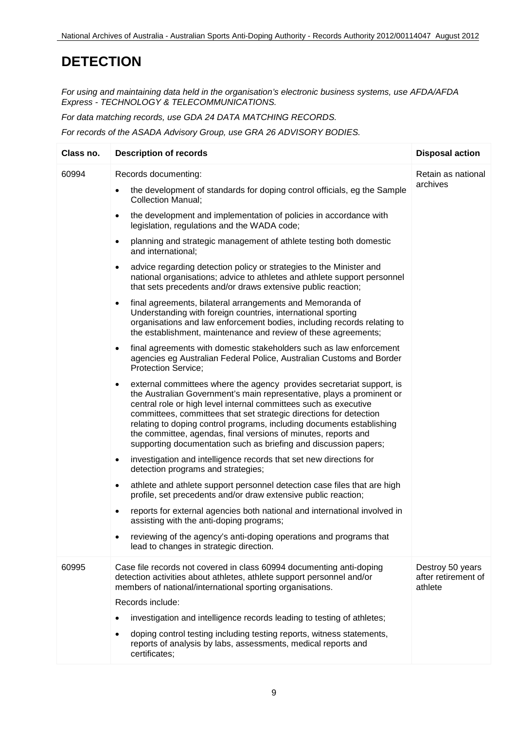# DETECTION

*For using and maintaining data held in the organisation's electronic business systems, use AFDA/AFDA Express - TECHNOLOGY & TELECOMMUNICATIONS.*

*For data matching records, use GDA 24 DATA MATCHING RECORDS.*

*For records of the ASADA Advisory Group, use GRA 26 ADVISORY BODIES.*

| Class no. | Description of records | Disposal action |
|---|---|---|
| 60994 | Records documenting:<br>• the development of standards for doping control officials, eg the Sample Collection Manual;<br>• the development and implementation of policies in accordance with legislation, regulations and the WADA code;<br>• planning and strategic management of athlete testing both domestic and international;<br>• advice regarding detection policy or strategies to the Minister and national organisations; advice to athletes and athlete support personnel that sets precedents and/or draws extensive public reaction;<br>• final agreements, bilateral arrangements and Memoranda of Understanding with foreign countries, international sporting organisations and law enforcement bodies, including records relating to the establishment, maintenance and review of these agreements;<br>• final agreements with domestic stakeholders such as law enforcement agencies eg Australian Federal Police, Australian Customs and Border Protection Service;<br>• external committees where the agency provides secretariat support, is the Australian Government's main representative, plays a prominent or central role or high level internal committees such as executive committees, committees that set strategic directions for detection relating to doping control programs, including documents establishing the committee, agendas, final versions of minutes, reports and supporting documentation such as briefing and discussion papers;<br>• investigation and intelligence records that set new directions for detection programs and strategies;<br>• athlete and athlete support personnel detection case files that are high profile, set precedents and/or draw extensive public reaction;<br>• reports for external agencies both national and international involved in assisting with the anti-doping programs;<br>• reviewing of the agency's anti-doping operations and programs that lead to changes in strategic direction. | Retain as national archives |
| 60995 | Case file records not covered in class 60994 documenting anti-doping detection activities about athletes, athlete support personnel and/or members of national/international sporting organisations.<br>Records include:<br>• investigation and intelligence records leading to testing of athletes;<br>• doping control testing including testing reports, witness statements, reports of analysis by labs, assessments, medical reports and certificates; | Destroy 50 years after retirement of athlete |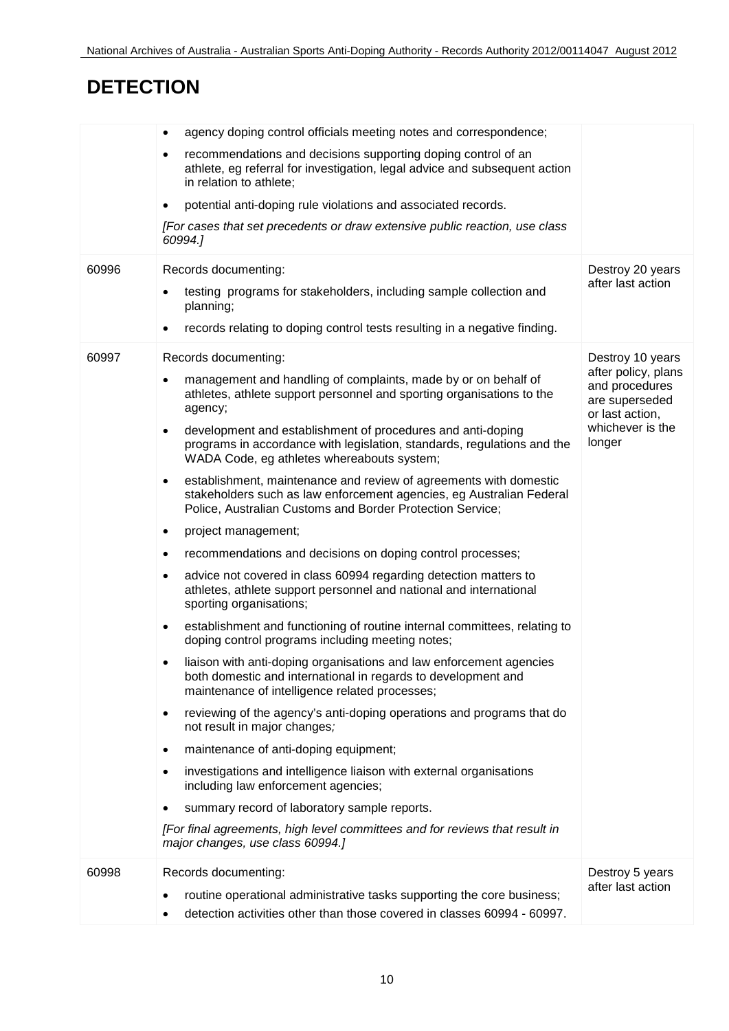# DETECTION

| | | |
|---|---|---|
| | • agency doping control officials meeting notes and correspondence;<br>• recommendations and decisions supporting doping control of an athlete, eg referral for investigation, legal advice and subsequent action in relation to athlete;<br>• potential anti-doping rule violations and associated records.<br>*[For cases that set precedents or draw extensive public reaction, use class 60994.]* | |
| 60996 | Records documenting:<br>• testing programs for stakeholders, including sample collection and planning;<br>• records relating to doping control tests resulting in a negative finding. | Destroy 20 years after last action |
| 60997 | Records documenting:<br>• management and handling of complaints, made by or on behalf of athletes, athlete support personnel and sporting organisations to the agency;<br>• development and establishment of procedures and anti-doping programs in accordance with legislation, standards, regulations and the WADA Code, eg athletes whereabouts system;<br>• establishment, maintenance and review of agreements with domestic stakeholders such as law enforcement agencies, eg Australian Federal Police, Australian Customs and Border Protection Service;<br>• project management;<br>• recommendations and decisions on doping control processes;<br>• advice not covered in class 60994 regarding detection matters to athletes, athlete support personnel and national and international sporting organisations;<br>• establishment and functioning of routine internal committees, relating to doping control programs including meeting notes;<br>• liaison with anti-doping organisations and law enforcement agencies both domestic and international in regards to development and maintenance of intelligence related processes;<br>• reviewing of the agency's anti-doping operations and programs that do not result in major changes;<br>• maintenance of anti-doping equipment;<br>• investigations and intelligence liaison with external organisations including law enforcement agencies;<br>• summary record of laboratory sample reports.<br>*[For final agreements, high level committees and for reviews that result in major changes, use class 60994.]* | Destroy 10 years after policy, plans and procedures are superseded or last action, whichever is the longer |
| 60998 | Records documenting:<br>• routine operational administrative tasks supporting the core business;<br>• detection activities other than those covered in classes 60994 - 60997. | Destroy 5 years after last action |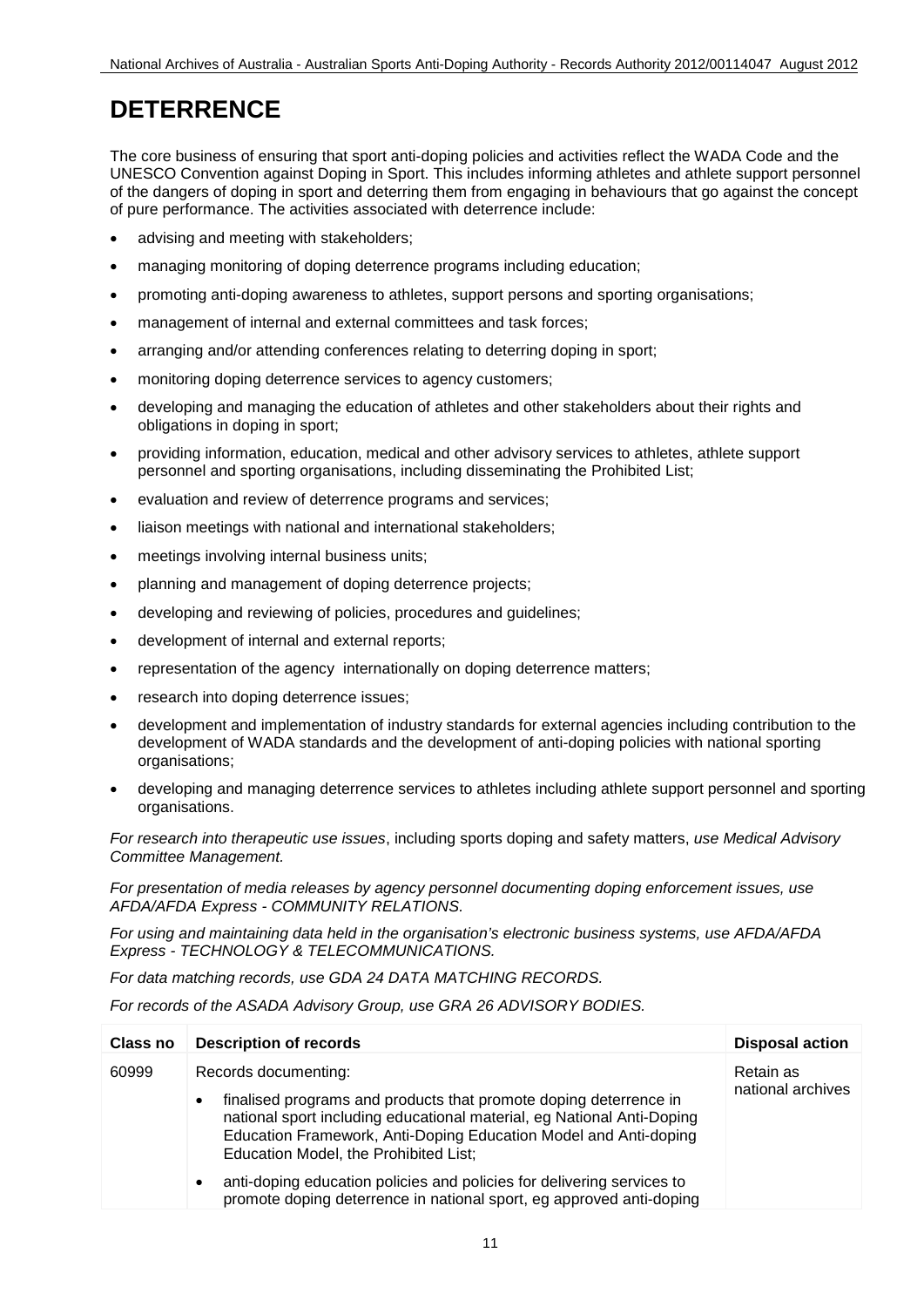# DETERRENCE

The core business of ensuring that sport anti-doping policies and activities reflect the WADA Code and the UNESCO Convention against Doping in Sport. This includes informing athletes and athlete support personnel of the dangers of doping in sport and deterring them from engaging in behaviours that go against the concept of pure performance. The activities associated with deterrence include:

- advising and meeting with stakeholders;
- managing monitoring of doping deterrence programs including education;
- promoting anti-doping awareness to athletes, support persons and sporting organisations;
- management of internal and external committees and task forces;
- arranging and/or attending conferences relating to deterring doping in sport;
- monitoring doping deterrence services to agency customers;
- developing and managing the education of athletes and other stakeholders about their rights and obligations in doping in sport;
- providing information, education, medical and other advisory services to athletes, athlete support personnel and sporting organisations, including disseminating the Prohibited List;
- evaluation and review of deterrence programs and services;
- liaison meetings with national and international stakeholders;
- meetings involving internal business units;
- planning and management of doping deterrence projects;
- developing and reviewing of policies, procedures and guidelines;
- development of internal and external reports;
- representation of the agency internationally on doping deterrence matters;
- research into doping deterrence issues;
- development and implementation of industry standards for external agencies including contribution to the development of WADA standards and the development of anti-doping policies with national sporting organisations;
- developing and managing deterrence services to athletes including athlete support personnel and sporting organisations.

*For research into therapeutic use issues*, including sports doping and safety matters, *use Medical Advisory Committee Management.*

*For presentation of media releases by agency personnel documenting doping enforcement issues, use AFDA/AFDA Express - COMMUNITY RELATIONS.*

*For using and maintaining data held in the organisation's electronic business systems, use AFDA/AFDA Express - TECHNOLOGY & TELECOMMUNICATIONS.*

*For data matching records, use GDA 24 DATA MATCHING RECORDS.*

*For records of the ASADA Advisory Group, use GRA 26 ADVISORY BODIES.*

| Class no | Description of records | Disposal action |
|---|---|---|
| 60999 | Records documenting:<br>• finalised programs and products that promote doping deterrence in national sport including educational material, eg National Anti-Doping Education Framework, Anti-Doping Education Model and Anti-doping Education Model, the Prohibited List;<br>• anti-doping education policies and policies for delivering services to promote doping deterrence in national sport, eg approved anti-doping | Retain as national archives |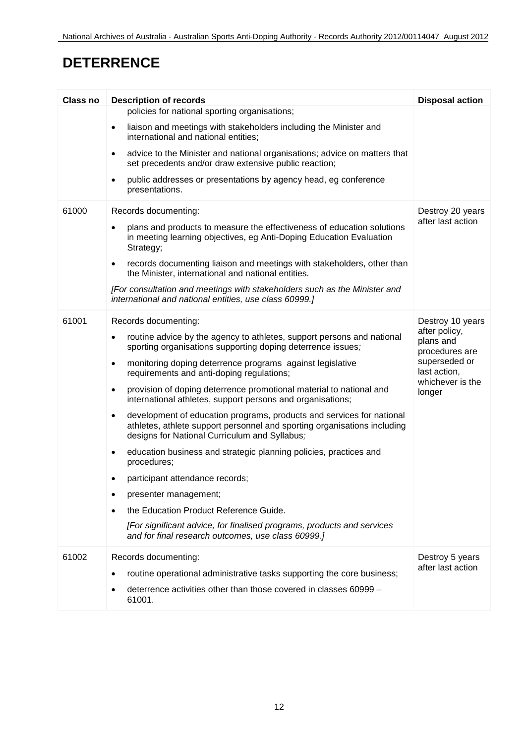# DETERRENCE

| Class no | Description of records | Disposal action |
|---|---|---|
| | policies for national sporting organisations;<br>• liaison and meetings with stakeholders including the Minister and international and national entities;<br>• advice to the Minister and national organisations; advice on matters that set precedents and/or draw extensive public reaction;<br>• public addresses or presentations by agency head, eg conference presentations. | |
| 61000 | Records documenting:<br>• plans and products to measure the effectiveness of education solutions in meeting learning objectives, eg Anti-Doping Education Evaluation Strategy;<br>• records documenting liaison and meetings with stakeholders, other than the Minister, international and national entities.<br>*[For consultation and meetings with stakeholders such as the Minister and international and national entities, use class 60999.]* | Destroy 20 years after last action |
| 61001 | Records documenting:<br>• routine advice by the agency to athletes, support persons and national sporting organisations supporting doping deterrence issues;<br>• monitoring doping deterrence programs against legislative requirements and anti-doping regulations;<br>• provision of doping deterrence promotional material to national and international athletes, support persons and organisations;<br>• development of education programs, products and services for national athletes, athlete support personnel and sporting organisations including designs for National Curriculum and Syllabus;<br>• education business and strategic planning policies, practices and procedures;<br>• participant attendance records;<br>• presenter management;<br>• the Education Product Reference Guide.<br>*[For significant advice, for finalised programs, products and services and for final research outcomes, use class 60999.]* | Destroy 10 years after policy, plans and procedures are superseded or last action, whichever is the longer |
| 61002 | Records documenting:<br>• routine operational administrative tasks supporting the core business;<br>• deterrence activities other than those covered in classes 60999 – 61001. | Destroy 5 years after last action |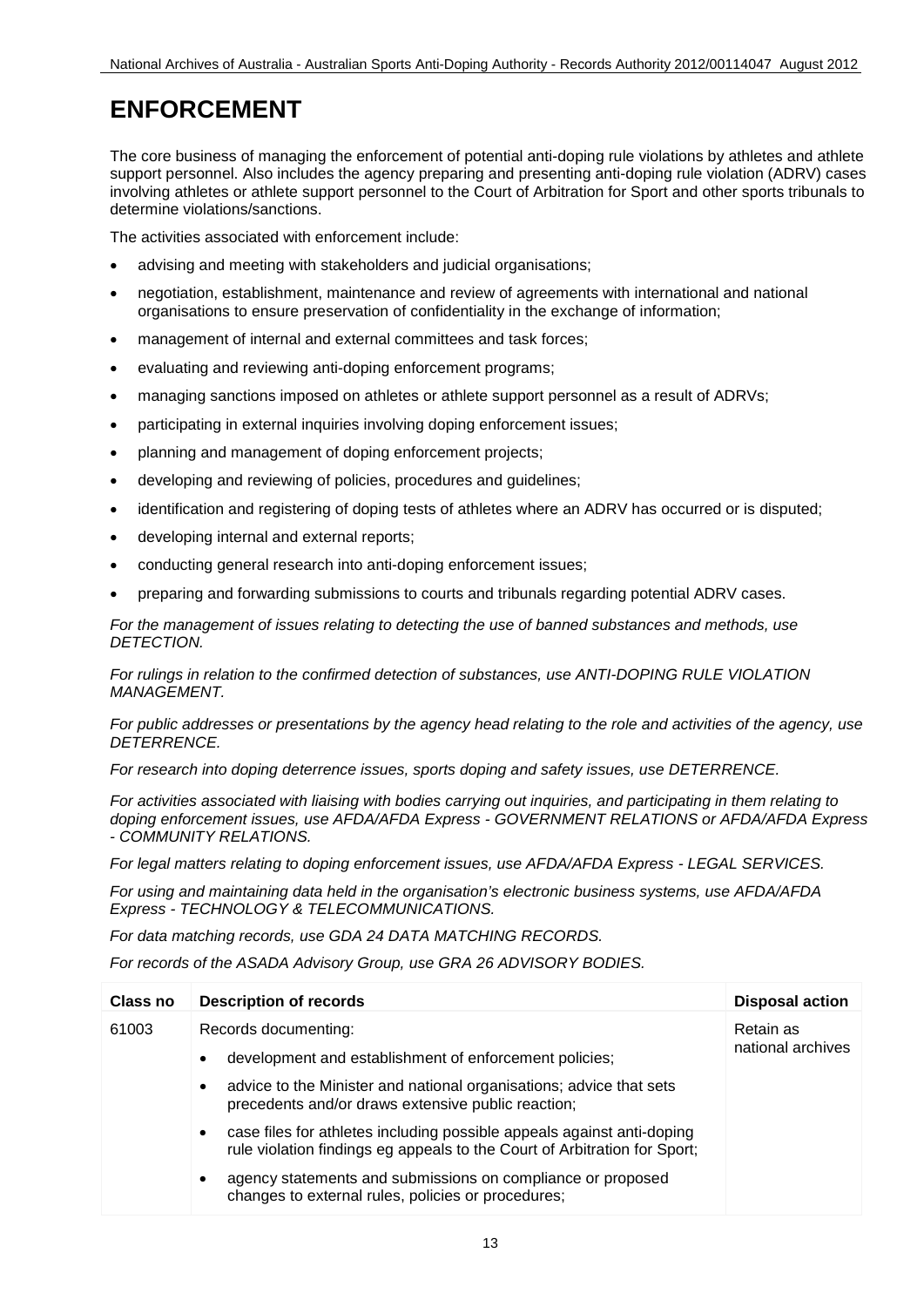# ENFORCEMENT

The core business of managing the enforcement of potential anti-doping rule violations by athletes and athlete support personnel. Also includes the agency preparing and presenting anti-doping rule violation (ADRV) cases involving athletes or athlete support personnel to the Court of Arbitration for Sport and other sports tribunals to determine violations/sanctions.

The activities associated with enforcement include:

- advising and meeting with stakeholders and judicial organisations;
- negotiation, establishment, maintenance and review of agreements with international and national organisations to ensure preservation of confidentiality in the exchange of information;
- management of internal and external committees and task forces;
- evaluating and reviewing anti-doping enforcement programs;
- managing sanctions imposed on athletes or athlete support personnel as a result of ADRVs;
- participating in external inquiries involving doping enforcement issues;
- planning and management of doping enforcement projects;
- developing and reviewing of policies, procedures and guidelines;
- identification and registering of doping tests of athletes where an ADRV has occurred or is disputed;
- developing internal and external reports;
- conducting general research into anti-doping enforcement issues;
- preparing and forwarding submissions to courts and tribunals regarding potential ADRV cases.

*For the management of issues relating to detecting the use of banned substances and methods, use DETECTION.*

*For rulings in relation to the confirmed detection of substances, use ANTI-DOPING RULE VIOLATION MANAGEMENT.*

*For public addresses or presentations by the agency head relating to the role and activities of the agency, use DETERRENCE.*

*For research into doping deterrence issues, sports doping and safety issues, use DETERRENCE.*

*For activities associated with liaising with bodies carrying out inquiries, and participating in them relating to doping enforcement issues, use AFDA/AFDA Express - GOVERNMENT RELATIONS or AFDA/AFDA Express - COMMUNITY RELATIONS.*

*For legal matters relating to doping enforcement issues, use AFDA/AFDA Express - LEGAL SERVICES.*

*For using and maintaining data held in the organisation's electronic business systems, use AFDA/AFDA Express - TECHNOLOGY & TELECOMMUNICATIONS.*

*For data matching records, use GDA 24 DATA MATCHING RECORDS.*

*For records of the ASADA Advisory Group, use GRA 26 ADVISORY BODIES.*

| Class no | Description of records | Disposal action |
|---|---|---|
| 61003 | Records documenting:<br>• development and establishment of enforcement policies;<br>• advice to the Minister and national organisations; advice that sets precedents and/or draws extensive public reaction;<br>• case files for athletes including possible appeals against anti-doping rule violation findings eg appeals to the Court of Arbitration for Sport;<br>• agency statements and submissions on compliance or proposed changes to external rules, policies or procedures; | Retain as national archives |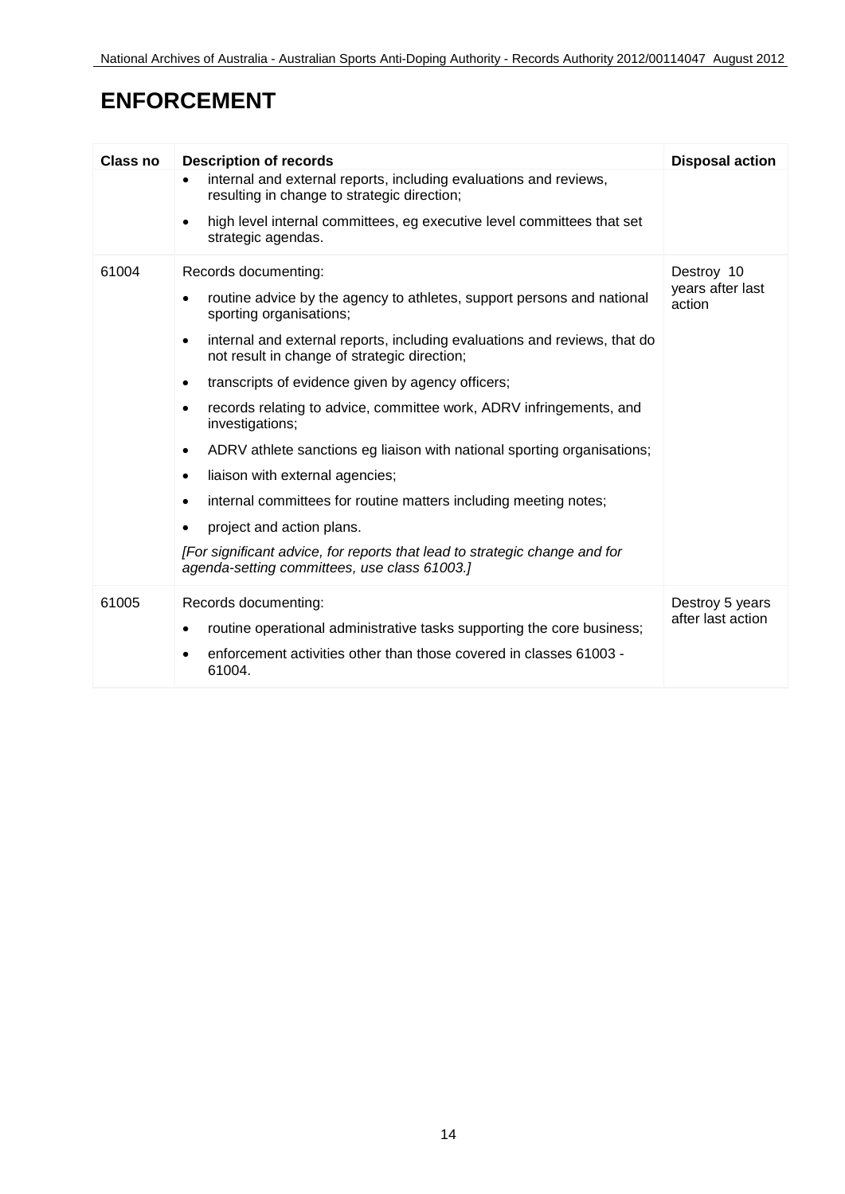# ENFORCEMENT

| Class no | Description of records | Disposal action |
|---|---|---|
| | • internal and external reports, including evaluations and reviews, resulting in change to strategic direction;<br>• high level internal committees, eg executive level committees that set strategic agendas. | |
| 61004 | Records documenting:<br>• routine advice by the agency to athletes, support persons and national sporting organisations;<br>• internal and external reports, including evaluations and reviews, that do not result in change of strategic direction;<br>• transcripts of evidence given by agency officers;<br>• records relating to advice, committee work, ADRV infringements, and investigations;<br>• ADRV athlete sanctions eg liaison with national sporting organisations;<br>• liaison with external agencies;<br>• internal committees for routine matters including meeting notes;<br>• project and action plans.<br>*[For significant advice, for reports that lead to strategic change and for agenda-setting committees, use class 61003.]* | Destroy 10 years after last action |
| 61005 | Records documenting:<br>• routine operational administrative tasks supporting the core business;<br>• enforcement activities other than those covered in classes 61003 - 61004. | Destroy 5 years after last action |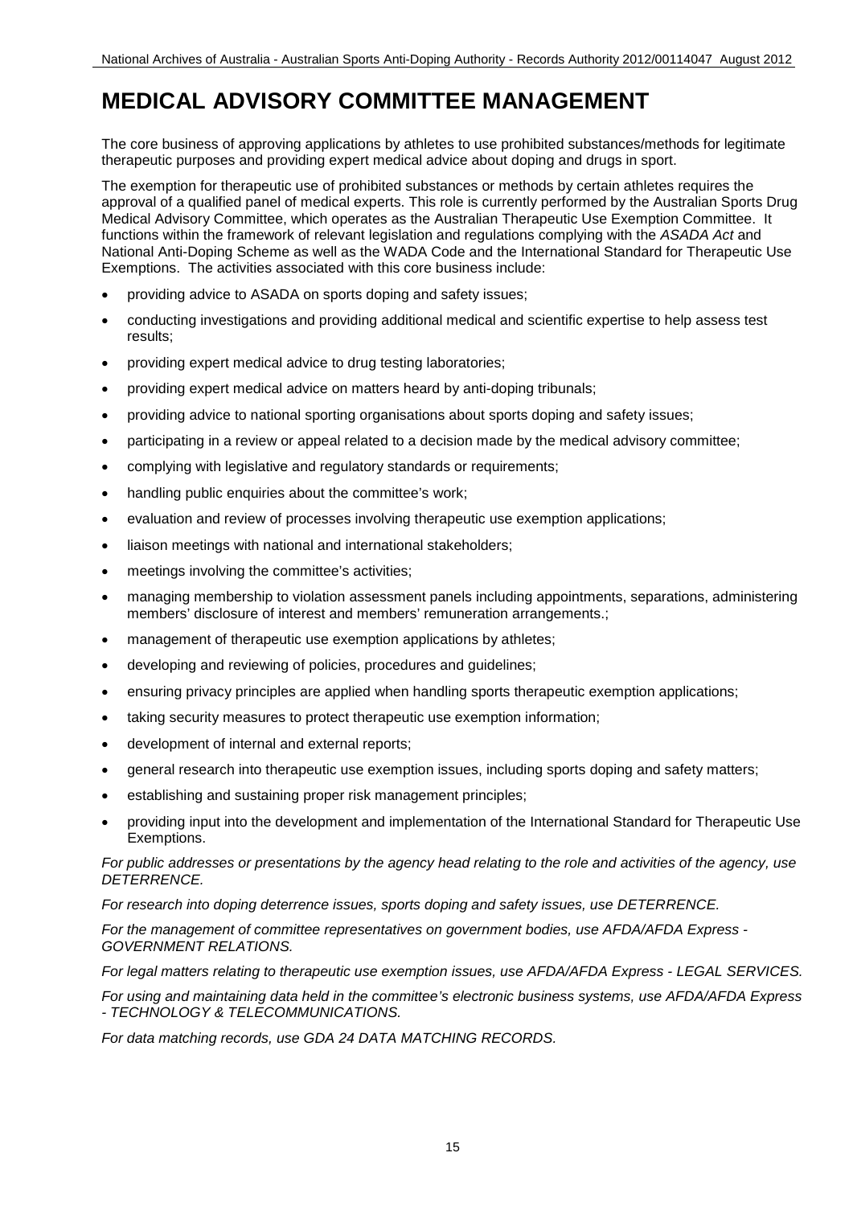# MEDICAL ADVISORY COMMITTEE MANAGEMENT

The core business of approving applications by athletes to use prohibited substances/methods for legitimate therapeutic purposes and providing expert medical advice about doping and drugs in sport.

The exemption for therapeutic use of prohibited substances or methods by certain athletes requires the approval of a qualified panel of medical experts. This role is currently performed by the Australian Sports Drug Medical Advisory Committee, which operates as the Australian Therapeutic Use Exemption Committee. It functions within the framework of relevant legislation and regulations complying with the *ASADA Act* and National Anti-Doping Scheme as well as the WADA Code and the International Standard for Therapeutic Use Exemptions. The activities associated with this core business include:

- providing advice to ASADA on sports doping and safety issues;
- conducting investigations and providing additional medical and scientific expertise to help assess test results;
- providing expert medical advice to drug testing laboratories;
- providing expert medical advice on matters heard by anti-doping tribunals;
- providing advice to national sporting organisations about sports doping and safety issues;
- participating in a review or appeal related to a decision made by the medical advisory committee;
- complying with legislative and regulatory standards or requirements;
- handling public enquiries about the committee's work;
- evaluation and review of processes involving therapeutic use exemption applications;
- liaison meetings with national and international stakeholders;
- meetings involving the committee's activities;
- managing membership to violation assessment panels including appointments, separations, administering members' disclosure of interest and members' remuneration arrangements.;
- management of therapeutic use exemption applications by athletes;
- developing and reviewing of policies, procedures and guidelines;
- ensuring privacy principles are applied when handling sports therapeutic exemption applications;
- taking security measures to protect therapeutic use exemption information;
- development of internal and external reports;
- general research into therapeutic use exemption issues, including sports doping and safety matters;
- establishing and sustaining proper risk management principles;
- providing input into the development and implementation of the International Standard for Therapeutic Use Exemptions.

*For public addresses or presentations by the agency head relating to the role and activities of the agency, use DETERRENCE.*

*For research into doping deterrence issues, sports doping and safety issues, use DETERRENCE.*

*For the management of committee representatives on government bodies, use AFDA/AFDA Express - GOVERNMENT RELATIONS.*

*For legal matters relating to therapeutic use exemption issues, use AFDA/AFDA Express - LEGAL SERVICES.*

*For using and maintaining data held in the committee's electronic business systems, use AFDA/AFDA Express - TECHNOLOGY & TELECOMMUNICATIONS.*

*For data matching records, use GDA 24 DATA MATCHING RECORDS.*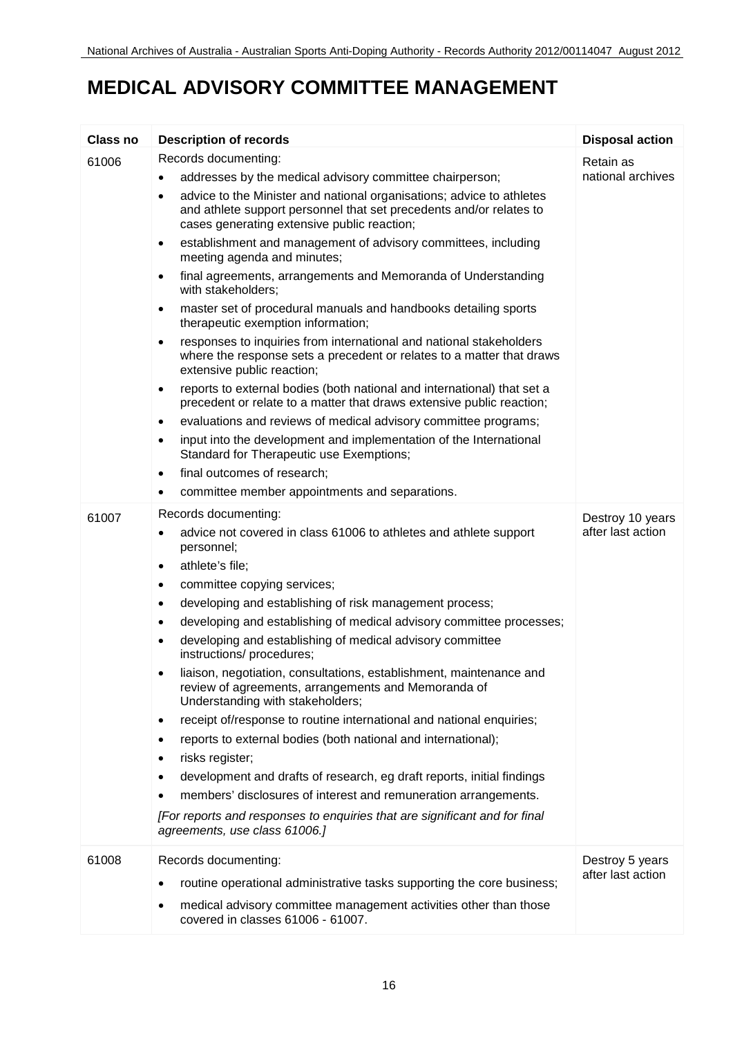# MEDICAL ADVISORY COMMITTEE MANAGEMENT

| Class no | Description of records | Disposal action |
|---|---|---|
| 61006 | Records documenting:<br>• addresses by the medical advisory committee chairperson;<br>• advice to the Minister and national organisations; advice to athletes and athlete support personnel that set precedents and/or relates to cases generating extensive public reaction;<br>• establishment and management of advisory committees, including meeting agenda and minutes;<br>• final agreements, arrangements and Memoranda of Understanding with stakeholders;<br>• master set of procedural manuals and handbooks detailing sports therapeutic exemption information;<br>• responses to inquiries from international and national stakeholders where the response sets a precedent or relates to a matter that draws extensive public reaction;<br>• reports to external bodies (both national and international) that set a precedent or relate to a matter that draws extensive public reaction;<br>• evaluations and reviews of medical advisory committee programs;<br>• input into the development and implementation of the International Standard for Therapeutic use Exemptions;<br>• final outcomes of research;<br>• committee member appointments and separations. | Retain as national archives |
| 61007 | Records documenting:<br>• advice not covered in class 61006 to athletes and athlete support personnel;<br>• athlete's file;<br>• committee copying services;<br>• developing and establishing of risk management process;<br>• developing and establishing of medical advisory committee processes;<br>• developing and establishing of medical advisory committee instructions/ procedures;<br>• liaison, negotiation, consultations, establishment, maintenance and review of agreements, arrangements and Memoranda of Understanding with stakeholders;<br>• receipt of/response to routine international and national enquiries;<br>• reports to external bodies (both national and international);<br>• risks register;<br>• development and drafts of research, eg draft reports, initial findings<br>• members' disclosures of interest and remuneration arrangements.<br>*[For reports and responses to enquiries that are significant and for final agreements, use class 61006.]* | Destroy 10 years after last action |
| 61008 | Records documenting:<br>• routine operational administrative tasks supporting the core business;<br>• medical advisory committee management activities other than those covered in classes 61006 - 61007. | Destroy 5 years after last action |